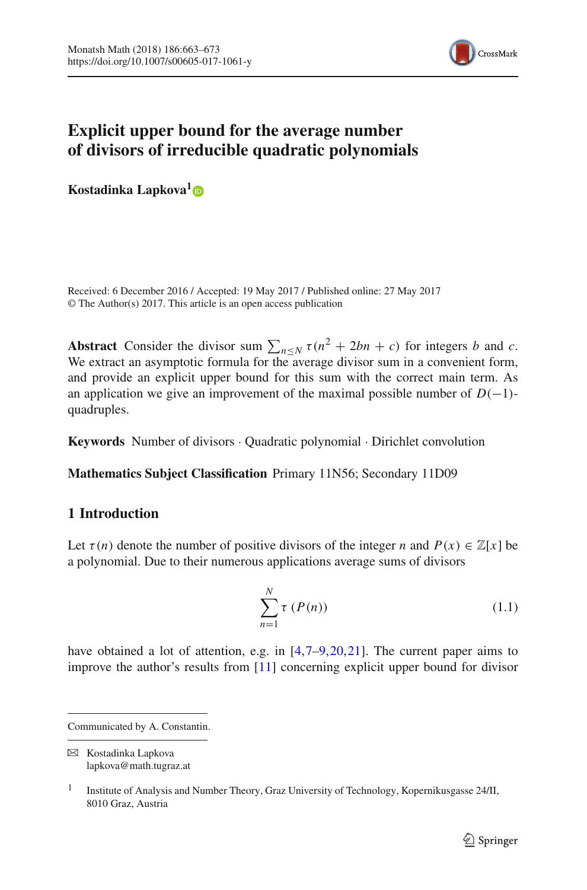# Explicit upper bound for the average number of divisors of irreducible quadratic polynomials

**Kostadinka Lapkova**[1]

Received: 6 December 2016 / Accepted: 19 May 2017 / Published online: 27 May 2017
© The Author(s) 2017. This article is an open access publication

**Abstract** Consider the divisor sum $\sum_{n\leq N} \tau(n^2 + 2bn + c)$ for integers $b$ and $c$. We extract an asymptotic formula for the average divisor sum in a convenient form, and provide an explicit upper bound for this sum with the correct main term. As an application we give an improvement of the maximal possible number of $D(-1)$-quadruples.

**Keywords** Number of divisors · Quadratic polynomial · Dirichlet convolution

**Mathematics Subject Classification** Primary 11N56; Secondary 11D09

## 1 Introduction

Let $\tau(n)$ denote the number of positive divisors of the integer $n$ and $P(x) \in \mathbb{Z}[x]$ be a polynomial. Due to their numerous applications average sums of divisors

$$\sum_{n=1}^{N} \tau\left(P(n)\right) \tag{1.1}$$

have obtained a lot of attention, e.g. in [4,7–9,20,21]. The current paper aims to improve the author's results from [11] concerning explicit upper bound for divisor

---

Communicated by A. Constantin.

✉ Kostadinka Lapkova
lapkova@math.tugraz.at

[1] Institute of Analysis and Number Theory, Graz University of Technology, Kopernikusgasse 24/II, 8010 Graz, Austria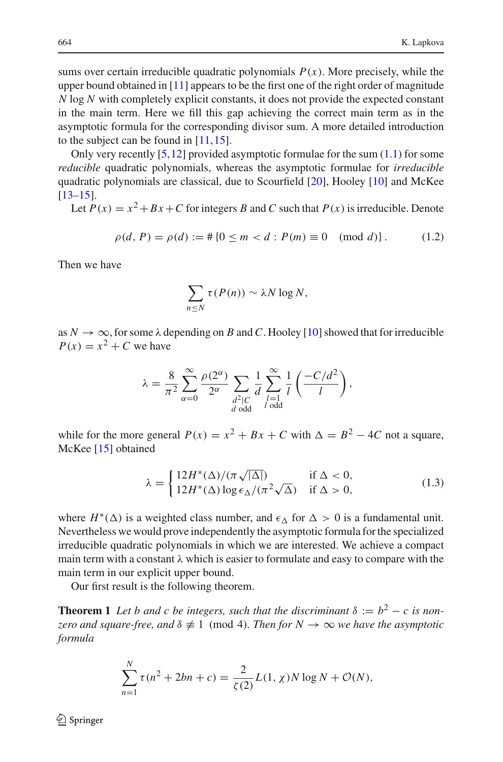sums over certain irreducible quadratic polynomials $P(x)$. More precisely, while the upper bound obtained in [11] appears to be the first one of the right order of magnitude $N \log N$ with completely explicit constants, it does not provide the expected constant in the main term. Here we fill this gap achieving the correct main term as in the asymptotic formula for the corresponding divisor sum. A more detailed introduction to the subject can be found in [11,15].

Only very recently [5,12] provided asymptotic formulae for the sum (1.1) for some *reducible* quadratic polynomials, whereas the asymptotic formulae for *irreducible* quadratic polynomials are classical, due to Scourfield [20], Hooley [10] and McKee [13–15].

Let $P(x) = x^2 + Bx + C$ for integers $B$ and $C$ such that $P(x)$ is irreducible. Denote

$$\rho(d, P) = \rho(d) := \#\{0 \le m < d : P(m) \equiv 0 \pmod{d}\}. \tag{1.2}$$

Then we have

$$\sum_{n \le N} \tau(P(n)) \sim \lambda N \log N,$$

as $N \to \infty$, for some $\lambda$ depending on $B$ and $C$. Hooley [10] showed that for irreducible $P(x) = x^2 + C$ we have

$$\lambda = \frac{8}{\pi^2} \sum_{\alpha=0}^{\infty} \frac{\rho(2^\alpha)}{2^\alpha} \sum_{\substack{d^2 | C \\ d \text{ odd}}} \frac{1}{d} \sum_{\substack{l=1 \\ l \text{ odd}}}^{\infty} \frac{1}{l} \left( \frac{-C/d^2}{l} \right),$$

while for the more general $P(x) = x^2 + Bx + C$ with $\Delta = B^2 - 4C$ not a square, McKee [15] obtained

$$\lambda = \begin{cases} 12H^*(\Delta)/(\pi\sqrt{|\Delta|}) & \text{if } \Delta < 0, \\ 12H^*(\Delta)\log\epsilon_\Delta/(\pi^2\sqrt{\Delta}) & \text{if } \Delta > 0, \end{cases} \tag{1.3}$$

where $H^*(\Delta)$ is a weighted class number, and $\epsilon_\Delta$ for $\Delta > 0$ is a fundamental unit. Nevertheless we would prove independently the asymptotic formula for the specialized irreducible quadratic polynomials in which we are interested. We achieve a compact main term with a constant $\lambda$ which is easier to formulate and easy to compare with the main term in our explicit upper bound.

Our first result is the following theorem.

**Theorem 1** *Let $b$ and $c$ be integers, such that the discriminant $\delta := b^2 - c$ is non-zero and square-free, and $\delta \not\equiv 1 \pmod{4}$. Then for $N \to \infty$ we have the asymptotic formula*

$$\sum_{n=1}^{N} \tau(n^2 + 2bn + c) = \frac{2}{\zeta(2)} L(1, \chi) N \log N + \mathcal{O}(N),$$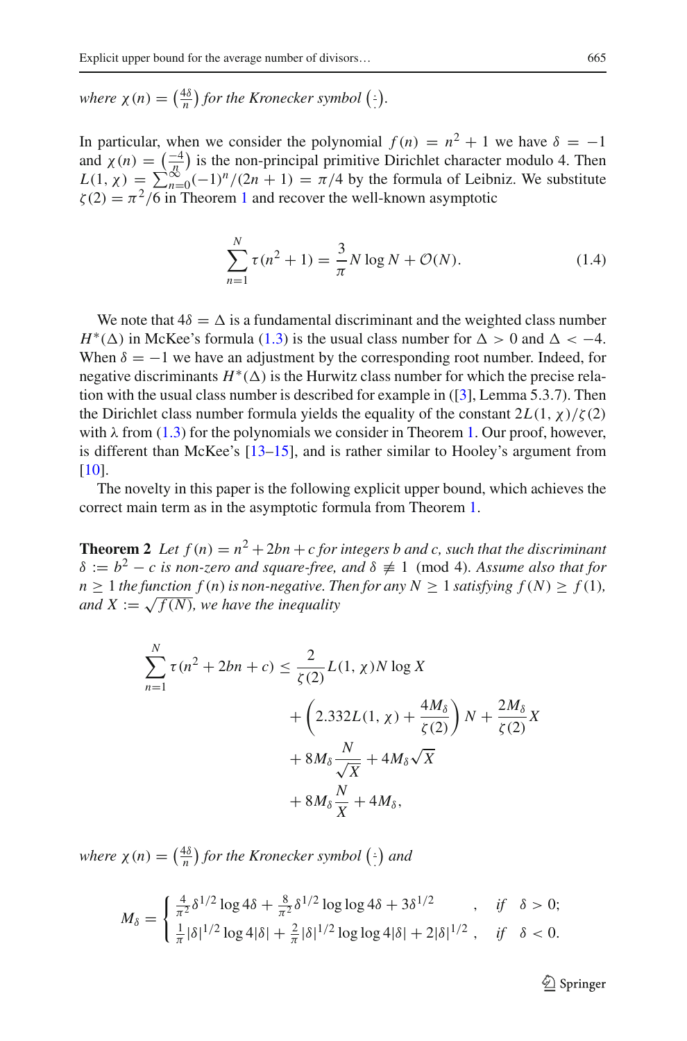*where* $\chi(n) = \left(\frac{4\delta}{n}\right)$ *for the Kronecker symbol* $\left(\frac{\cdot}{\cdot}\right)$.

In particular, when we consider the polynomial $f(n) = n^2 + 1$ we have $\delta = -1$ and $\chi(n) = \left(\frac{-4}{n}\right)$ is the non-principal primitive Dirichlet character modulo 4. Then $L(1, \chi) = \sum_{n=0}^{\infty}(-1)^n/(2n+1) = \pi/4$ by the formula of Leibniz. We substitute $\zeta(2) = \pi^2/6$ in Theorem 1 and recover the well-known asymptotic

$$\sum_{n=1}^{N} \tau(n^2+1) = \frac{3}{\pi} N \log N + \mathcal{O}(N). \tag{1.4}$$

We note that $4\delta = \Delta$ is a fundamental discriminant and the weighted class number $H^*(\Delta)$ in McKee's formula (1.3) is the usual class number for $\Delta > 0$ and $\Delta < -4$. When $\delta = -1$ we have an adjustment by the corresponding root number. Indeed, for negative discriminants $H^*(\Delta)$ is the Hurwitz class number for which the precise relation with the usual class number is described for example in ([3], Lemma 5.3.7). Then the Dirichlet class number formula yields the equality of the constant $2L(1, \chi)/\zeta(2)$ with $\lambda$ from (1.3) for the polynomials we consider in Theorem 1. Our proof, however, is different than McKee's [13–15], and is rather similar to Hooley's argument from [10].

The novelty in this paper is the following explicit upper bound, which achieves the correct main term as in the asymptotic formula from Theorem 1.

**Theorem 2** *Let* $f(n) = n^2 + 2bn + c$ *for integers* $b$ *and* $c$*, such that the discriminant* $\delta := b^2 - c$ *is non-zero and square-free, and* $\delta \not\equiv 1 \pmod 4$*. Assume also that for* $n \geq 1$ *the function* $f(n)$ *is non-negative. Then for any* $N \geq 1$ *satisfying* $f(N) \geq f(1)$*, and* $X := \sqrt{f(N)}$*, we have the inequality*

$$\begin{aligned}
\sum_{n=1}^{N} \tau(n^2 + 2bn + c) \leq\ & \frac{2}{\zeta(2)} L(1, \chi) N \log X \\
& + \left(2.332 L(1, \chi) + \frac{4M_\delta}{\zeta(2)}\right) N + \frac{2M_\delta}{\zeta(2)} X \\
& + 8M_\delta \frac{N}{\sqrt{X}} + 4M_\delta \sqrt{X} \\
& + 8M_\delta \frac{N}{X} + 4M_\delta,
\end{aligned}$$

*where* $\chi(n) = \left(\frac{4\delta}{n}\right)$ *for the Kronecker symbol* $\left(\frac{\cdot}{\cdot}\right)$ *and*

$$M_\delta = \begin{cases} \frac{4}{\pi^2}\delta^{1/2}\log 4\delta + \frac{8}{\pi^2}\delta^{1/2}\log\log 4\delta + 3\delta^{1/2} & , \quad \text{if} \quad \delta > 0; \\ \frac{1}{\pi}|\delta|^{1/2}\log 4|\delta| + \frac{2}{\pi}|\delta|^{1/2}\log\log 4|\delta| + 2|\delta|^{1/2} & , \quad \text{if} \quad \delta < 0. \end{cases}$$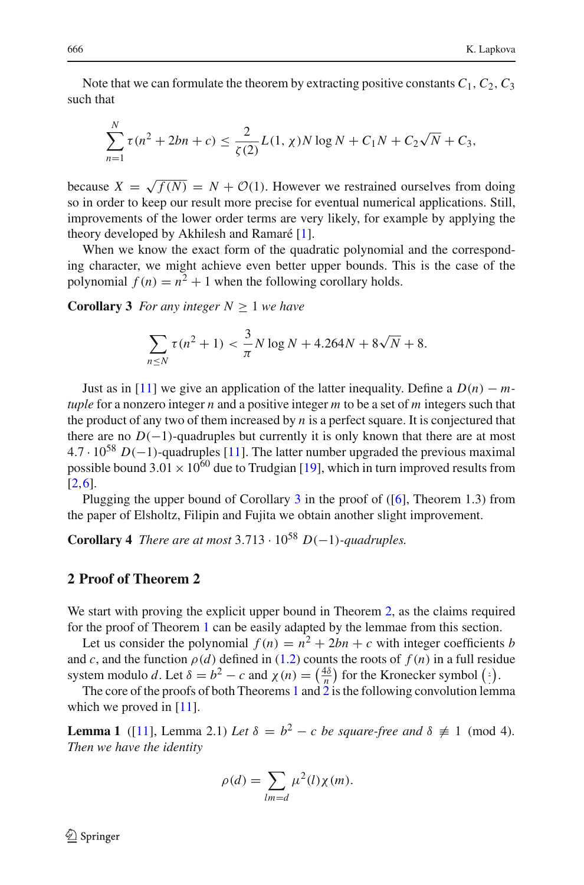Note that we can formulate the theorem by extracting positive constants $C_1, C_2, C_3$ such that

$$\sum_{n=1}^{N} \tau(n^2 + 2bn + c) \leq \frac{2}{\zeta(2)} L(1, \chi) N \log N + C_1 N + C_2 \sqrt{N} + C_3,$$

because $X = \sqrt{f(N)} = N + \mathcal{O}(1)$. However we restrained ourselves from doing so in order to keep our result more precise for eventual numerical applications. Still, improvements of the lower order terms are very likely, for example by applying the theory developed by Akhilesh and Ramaré [1].

When we know the exact form of the quadratic polynomial and the corresponding character, we might achieve even better upper bounds. This is the case of the polynomial $f(n) = n^2 + 1$ when the following corollary holds.

**Corollary 3** *For any integer $N \geq 1$ we have*

$$\sum_{n \leq N} \tau(n^2 + 1) < \frac{3}{\pi} N \log N + 4.264N + 8\sqrt{N} + 8.$$

Just as in [11] we give an application of the latter inequality. Define a $D(n) - m$-*tuple* for a nonzero integer $n$ and a positive integer $m$ to be a set of $m$ integers such that the product of any two of them increased by $n$ is a perfect square. It is conjectured that there are no $D(-1)$-quadruples but currently it is only known that there are at most $4.7 \cdot 10^{58}$ $D(-1)$-quadruples [11]. The latter number upgraded the previous maximal possible bound $3.01 \times 10^{60}$ due to Trudgian [19], which in turn improved results from [2,6].

Plugging the upper bound of Corollary 3 in the proof of ([6], Theorem 1.3) from the paper of Elsholtz, Filipin and Fujita we obtain another slight improvement.

**Corollary 4** *There are at most $3.713 \cdot 10^{58}$ $D(-1)$-quadruples.*

## 2 Proof of Theorem 2

We start with proving the explicit upper bound in Theorem 2, as the claims required for the proof of Theorem 1 can be easily adapted by the lemmae from this section.

Let us consider the polynomial $f(n) = n^2 + 2bn + c$ with integer coefficients $b$ and $c$, and the function $\rho(d)$ defined in (1.2) counts the roots of $f(n)$ in a full residue system modulo $d$. Let $\delta = b^2 - c$ and $\chi(n) = \left(\frac{4\delta}{n}\right)$ for the Kronecker symbol $\left(\frac{\cdot}{\cdot}\right)$.

The core of the proofs of both Theorems 1 and 2 is the following convolution lemma which we proved in [11].

**Lemma 1** ([11], Lemma 2.1) *Let $\delta = b^2 - c$ be square-free and $\delta \not\equiv 1 \pmod 4$. Then we have the identity*

$$\rho(d) = \sum_{lm=d} \mu^2(l)\chi(m).$$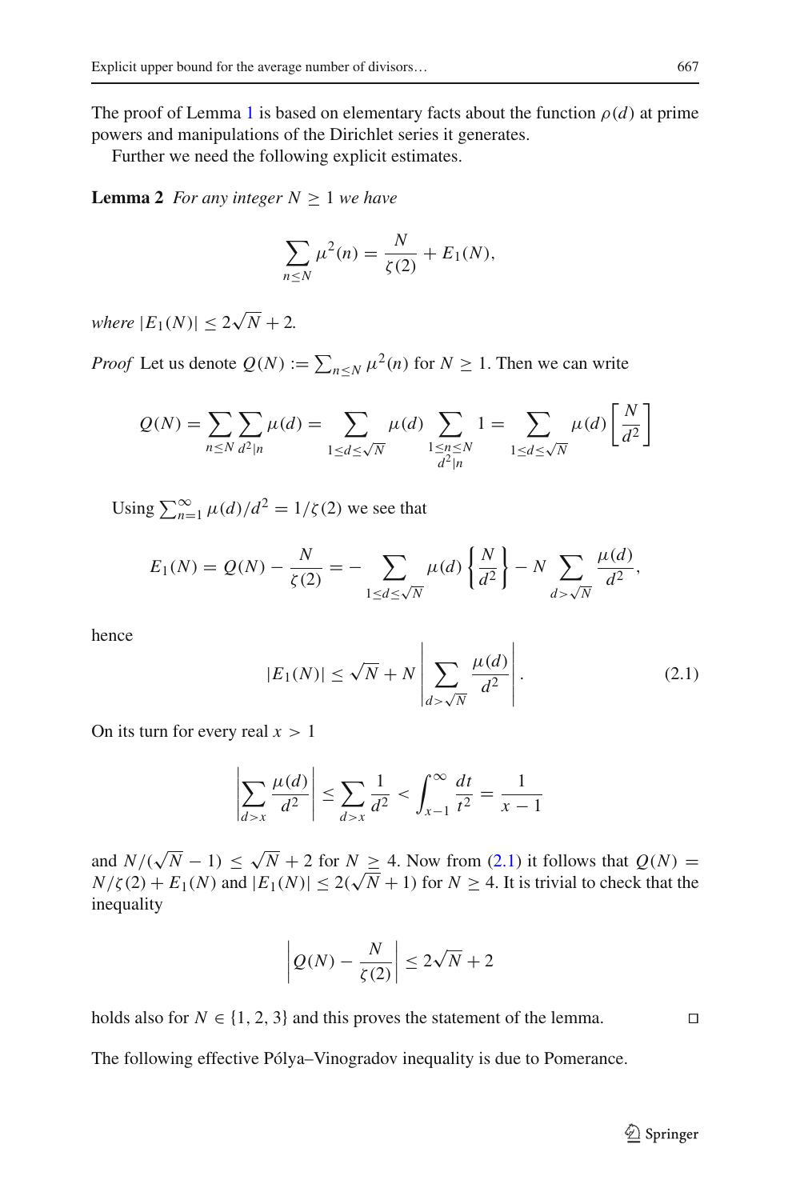The proof of Lemma 1 is based on elementary facts about the function $\rho(d)$ at prime powers and manipulations of the Dirichlet series it generates.

Further we need the following explicit estimates.

**Lemma 2** *For any integer* $N \geq 1$ *we have*

$$\sum_{n \leq N} \mu^2(n) = \frac{N}{\zeta(2)} + E_1(N),$$

*where* $|E_1(N)| \leq 2\sqrt{N} + 2$.

*Proof* Let us denote $Q(N) := \sum_{n \leq N} \mu^2(n)$ for $N \geq 1$. Then we can write

$$Q(N) = \sum_{n \leq N} \sum_{d^2 | n} \mu(d) = \sum_{1 \leq d \leq \sqrt{N}} \mu(d) \sum_{\substack{1 \leq n \leq N \\ d^2 | n}} 1 = \sum_{1 \leq d \leq \sqrt{N}} \mu(d) \left[ \frac{N}{d^2} \right]$$

Using $\sum_{n=1}^{\infty} \mu(d)/d^2 = 1/\zeta(2)$ we see that

$$E_1(N) = Q(N) - \frac{N}{\zeta(2)} = - \sum_{1 \leq d \leq \sqrt{N}} \mu(d) \left\{ \frac{N}{d^2} \right\} - N \sum_{d > \sqrt{N}} \frac{\mu(d)}{d^2},$$

hence

$$|E_1(N)| \leq \sqrt{N} + N \left| \sum_{d > \sqrt{N}} \frac{\mu(d)}{d^2} \right|. \tag{2.1}$$

On its turn for every real $x > 1$

$$\left| \sum_{d > x} \frac{\mu(d)}{d^2} \right| \leq \sum_{d > x} \frac{1}{d^2} < \int_{x-1}^{\infty} \frac{dt}{t^2} = \frac{1}{x-1}$$

and $N/(\sqrt{N} - 1) \leq \sqrt{N} + 2$ for $N \geq 4$. Now from (2.1) it follows that $Q(N) = N/\zeta(2) + E_1(N)$ and $|E_1(N)| \leq 2(\sqrt{N} + 1)$ for $N \geq 4$. It is trivial to check that the inequality

$$\left| Q(N) - \frac{N}{\zeta(2)} \right| \leq 2\sqrt{N} + 2$$

holds also for $N \in \{1, 2, 3\}$ and this proves the statement of the lemma. □

The following effective Pólya–Vinogradov inequality is due to Pomerance.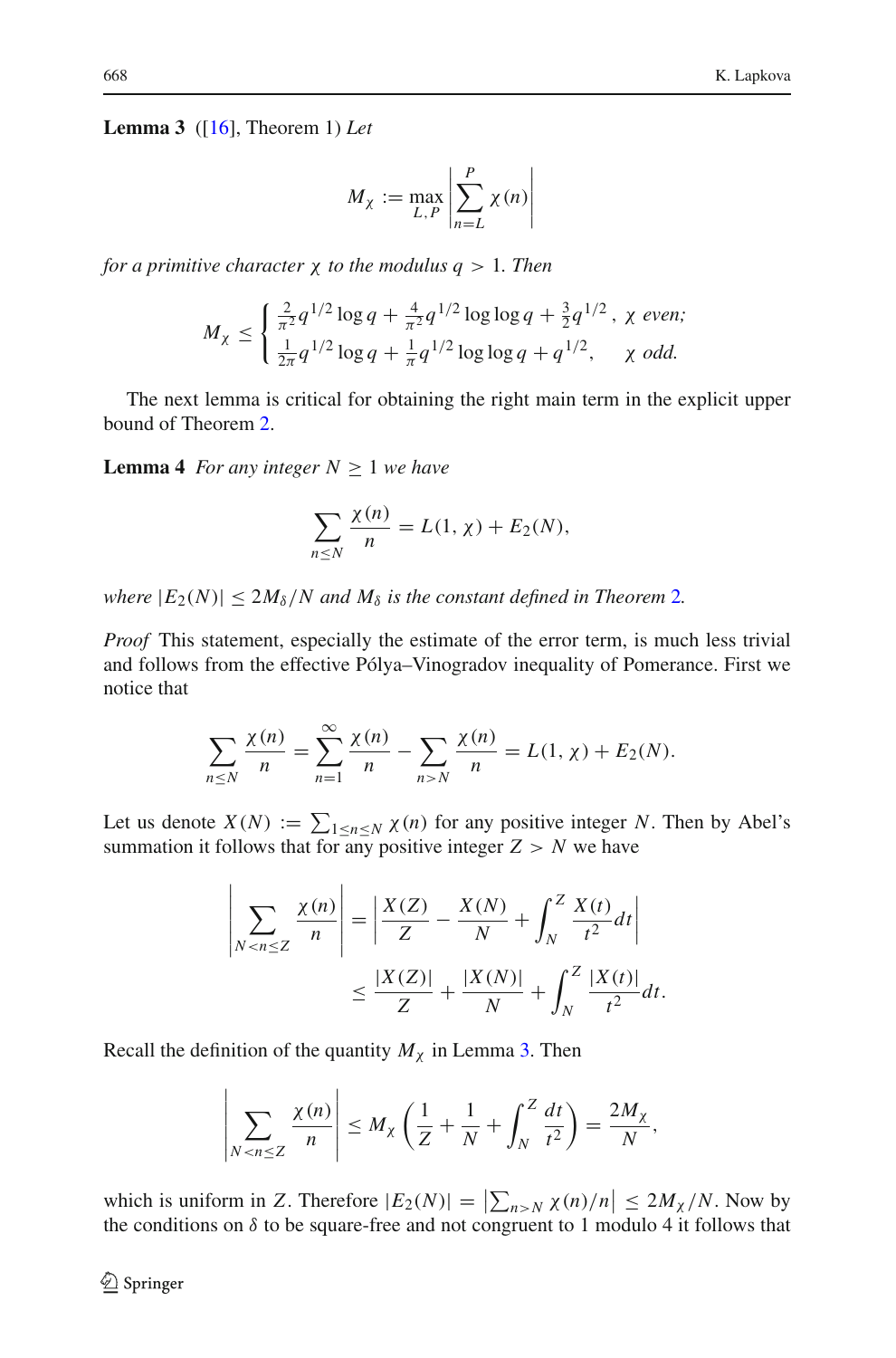**Lemma 3** ([16], Theorem 1) *Let*

$$M_\chi := \max_{L,P} \left| \sum_{n=L}^{P} \chi(n) \right|$$

*for a primitive character* $\chi$ *to the modulus* $q > 1$. *Then*

$$M_\chi \le \begin{cases} \frac{2}{\pi^2} q^{1/2} \log q + \frac{4}{\pi^2} q^{1/2} \log\log q + \frac{3}{2} q^{1/2}, & \chi \text{ even;} \\ \frac{1}{2\pi} q^{1/2} \log q + \frac{1}{\pi} q^{1/2} \log\log q + q^{1/2}, & \chi \text{ odd.} \end{cases}$$

The next lemma is critical for obtaining the right main term in the explicit upper bound of Theorem 2.

**Lemma 4** *For any integer* $N \ge 1$ *we have*

$$\sum_{n \le N} \frac{\chi(n)}{n} = L(1, \chi) + E_2(N),$$

*where* $|E_2(N)| \le 2M_\delta / N$ *and* $M_\delta$ *is the constant defined in Theorem 2.*

*Proof* This statement, especially the estimate of the error term, is much less trivial and follows from the effective Pólya–Vinogradov inequality of Pomerance. First we notice that

$$\sum_{n \le N} \frac{\chi(n)}{n} = \sum_{n=1}^{\infty} \frac{\chi(n)}{n} - \sum_{n > N} \frac{\chi(n)}{n} = L(1, \chi) + E_2(N).$$

Let us denote $X(N) := \sum_{1 \le n \le N} \chi(n)$ for any positive integer $N$. Then by Abel's summation it follows that for any positive integer $Z > N$ we have

$$\left| \sum_{N < n \le Z} \frac{\chi(n)}{n} \right| = \left| \frac{X(Z)}{Z} - \frac{X(N)}{N} + \int_N^Z \frac{X(t)}{t^2} dt \right|$$
$$\le \frac{|X(Z)|}{Z} + \frac{|X(N)|}{N} + \int_N^Z \frac{|X(t)|}{t^2} dt.$$

Recall the definition of the quantity $M_\chi$ in Lemma 3. Then

$$\left| \sum_{N < n \le Z} \frac{\chi(n)}{n} \right| \le M_\chi \left( \frac{1}{Z} + \frac{1}{N} + \int_N^Z \frac{dt}{t^2} \right) = \frac{2M_\chi}{N},$$

which is uniform in $Z$. Therefore $|E_2(N)| = \left| \sum_{n > N} \chi(n)/n \right| \le 2M_\chi / N$. Now by the conditions on $\delta$ to be square-free and not congruent to 1 modulo 4 it follows that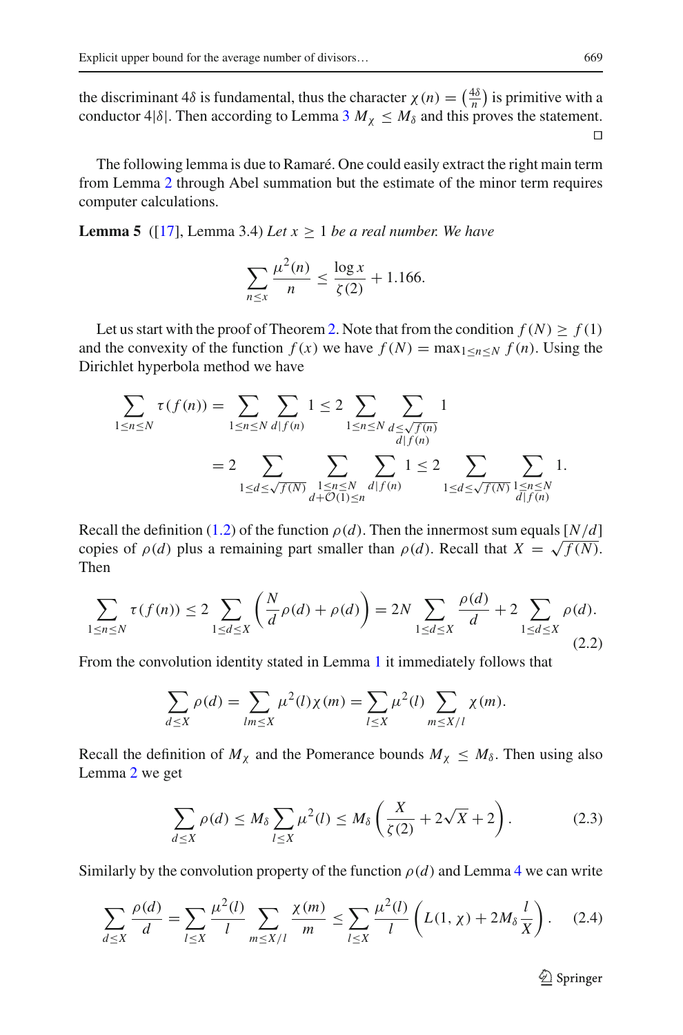the discriminant $4\delta$ is fundamental, thus the character $\chi(n) = \left(\frac{4\delta}{n}\right)$ is primitive with a conductor $4|\delta|$. Then according to Lemma 3 $M_\chi \leq M_\delta$ and this proves the statement. $\square$

The following lemma is due to Ramaré. One could easily extract the right main term from Lemma 2 through Abel summation but the estimate of the minor term requires computer calculations.

**Lemma 5** ([17], Lemma 3.4) *Let $x \geq 1$ be a real number. We have*

$$\sum_{n \leq x} \frac{\mu^2(n)}{n} \leq \frac{\log x}{\zeta(2)} + 1.166.$$

Let us start with the proof of Theorem 2. Note that from the condition $f(N) \geq f(1)$ and the convexity of the function $f(x)$ we have $f(N) = \max_{1 \leq n \leq N} f(n)$. Using the Dirichlet hyperbola method we have

$$\begin{aligned}
\sum_{1 \leq n \leq N} \tau(f(n)) &= \sum_{1 \leq n \leq N} \sum_{d | f(n)} 1 \leq 2 \sum_{1 \leq n \leq N} \sum_{\substack{d \leq \sqrt{f(n)} \\ d | f(n)}} 1 \\
&= 2 \sum_{1 \leq d \leq \sqrt{f(N)}} \sum_{\substack{1 \leq n \leq N \\ d + \mathcal{O}(1) \leq n}} \sum_{d | f(n)} 1 \leq 2 \sum_{1 \leq d \leq \sqrt{f(N)}} \sum_{\substack{1 \leq n \leq N \\ d | f(n)}} 1.
\end{aligned}$$

Recall the definition (1.2) of the function $\rho(d)$. Then the innermost sum equals $[N/d]$ copies of $\rho(d)$ plus a remaining part smaller than $\rho(d)$. Recall that $X = \sqrt{f(N)}$. Then

$$\sum_{1 \leq n \leq N} \tau(f(n)) \leq 2 \sum_{1 \leq d \leq X} \left( \frac{N}{d} \rho(d) + \rho(d) \right) = 2N \sum_{1 \leq d \leq X} \frac{\rho(d)}{d} + 2 \sum_{1 \leq d \leq X} \rho(d). \tag{2.2}$$

From the convolution identity stated in Lemma 1 it immediately follows that

$$\sum_{d \leq X} \rho(d) = \sum_{lm \leq X} \mu^2(l) \chi(m) = \sum_{l \leq X} \mu^2(l) \sum_{m \leq X/l} \chi(m).$$

Recall the definition of $M_\chi$ and the Pomerance bounds $M_\chi \leq M_\delta$. Then using also Lemma 2 we get

$$\sum_{d \leq X} \rho(d) \leq M_\delta \sum_{l \leq X} \mu^2(l) \leq M_\delta \left( \frac{X}{\zeta(2)} + 2\sqrt{X} + 2 \right). \tag{2.3}$$

Similarly by the convolution property of the function $\rho(d)$ and Lemma 4 we can write

$$\sum_{d \leq X} \frac{\rho(d)}{d} = \sum_{l \leq X} \frac{\mu^2(l)}{l} \sum_{m \leq X/l} \frac{\chi(m)}{m} \leq \sum_{l \leq X} \frac{\mu^2(l)}{l} \left( L(1, \chi) + 2M_\delta \frac{l}{X} \right). \tag{2.4}$$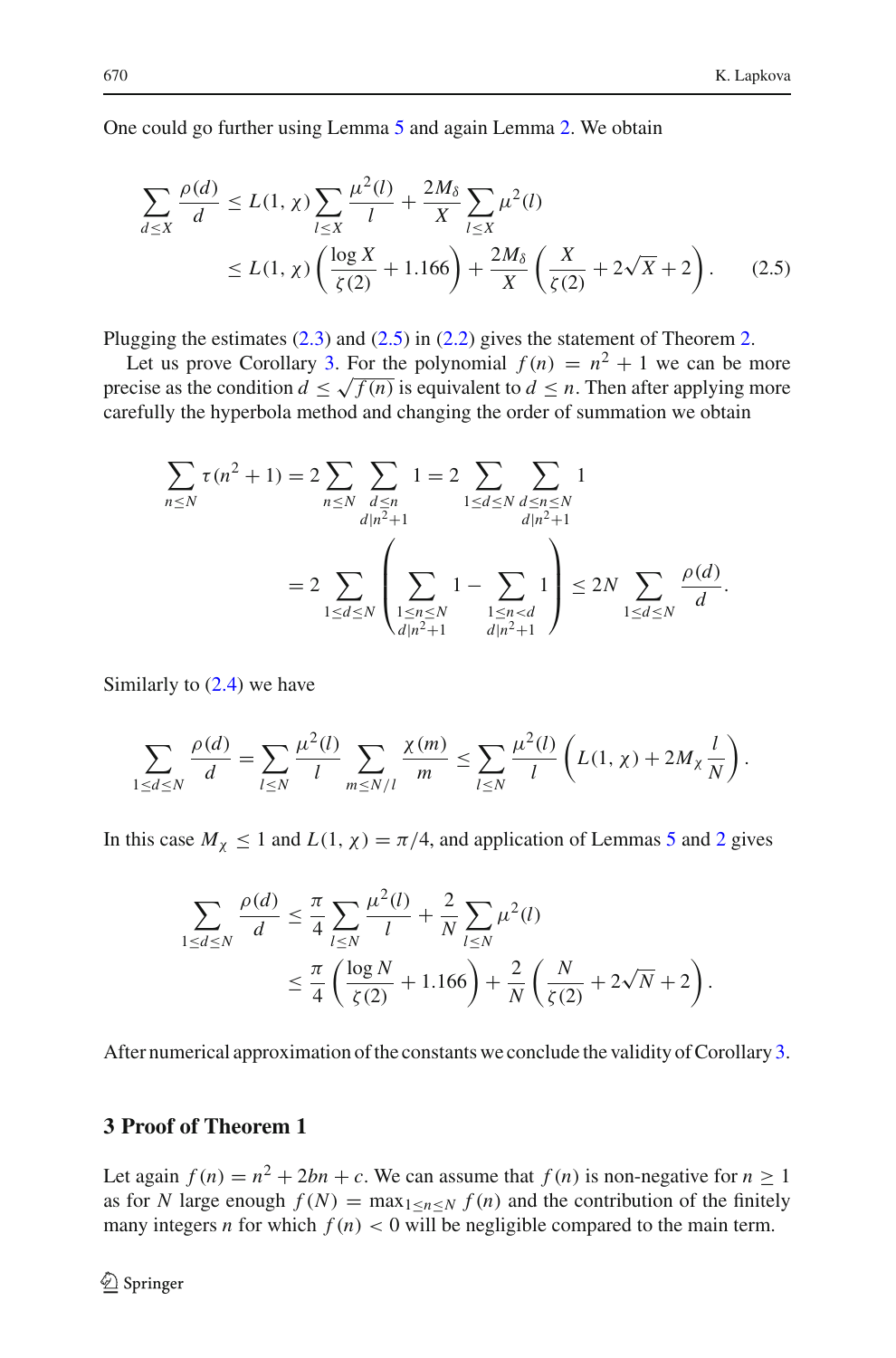One could go further using Lemma 5 and again Lemma 2. We obtain

$$\sum_{d \le X} \frac{\rho(d)}{d} \le L(1,\chi) \sum_{l \le X} \frac{\mu^2(l)}{l} + \frac{2M_\delta}{X} \sum_{l \le X} \mu^2(l)$$
$$\le L(1,\chi)\left(\frac{\log X}{\zeta(2)} + 1.166\right) + \frac{2M_\delta}{X}\left(\frac{X}{\zeta(2)} + 2\sqrt{X} + 2\right). \tag{2.5}$$

Plugging the estimates (2.3) and (2.5) in (2.2) gives the statement of Theorem 2.

Let us prove Corollary 3. For the polynomial $f(n) = n^2 + 1$ we can be more precise as the condition $d \le \sqrt{f(n)}$ is equivalent to $d \le n$. Then after applying more carefully the hyperbola method and changing the order of summation we obtain

$$\sum_{n \le N} \tau(n^2+1) = 2 \sum_{n \le N} \sum_{\substack{d \le n \\ d \mid n^2+1}} 1 = 2 \sum_{1 \le d \le N} \sum_{\substack{d \le n \le N \\ d \mid n^2+1}} 1$$
$$= 2 \sum_{1 \le d \le N} \left( \sum_{\substack{1 \le n \le N \\ d \mid n^2+1}} 1 - \sum_{\substack{1 \le n < d \\ d \mid n^2+1}} 1 \right) \le 2N \sum_{1 \le d \le N} \frac{\rho(d)}{d}.$$

Similarly to (2.4) we have

$$\sum_{1 \le d \le N} \frac{\rho(d)}{d} = \sum_{l \le N} \frac{\mu^2(l)}{l} \sum_{m \le N/l} \frac{\chi(m)}{m} \le \sum_{l \le N} \frac{\mu^2(l)}{l} \left( L(1,\chi) + 2M_\chi \frac{l}{N} \right).$$

In this case $M_\chi \le 1$ and $L(1,\chi) = \pi/4$, and application of Lemmas 5 and 2 gives

$$\sum_{1 \le d \le N} \frac{\rho(d)}{d} \le \frac{\pi}{4} \sum_{l \le N} \frac{\mu^2(l)}{l} + \frac{2}{N} \sum_{l \le N} \mu^2(l)$$
$$\le \frac{\pi}{4}\left(\frac{\log N}{\zeta(2)} + 1.166\right) + \frac{2}{N}\left(\frac{N}{\zeta(2)} + 2\sqrt{N} + 2\right).$$

After numerical approximation of the constants we conclude the validity of Corollary 3.

## 3 Proof of Theorem 1

Let again $f(n) = n^2 + 2bn + c$. We can assume that $f(n)$ is non-negative for $n \ge 1$ as for $N$ large enough $f(N) = \max_{1 \le n \le N} f(n)$ and the contribution of the finitely many integers $n$ for which $f(n) < 0$ will be negligible compared to the main term.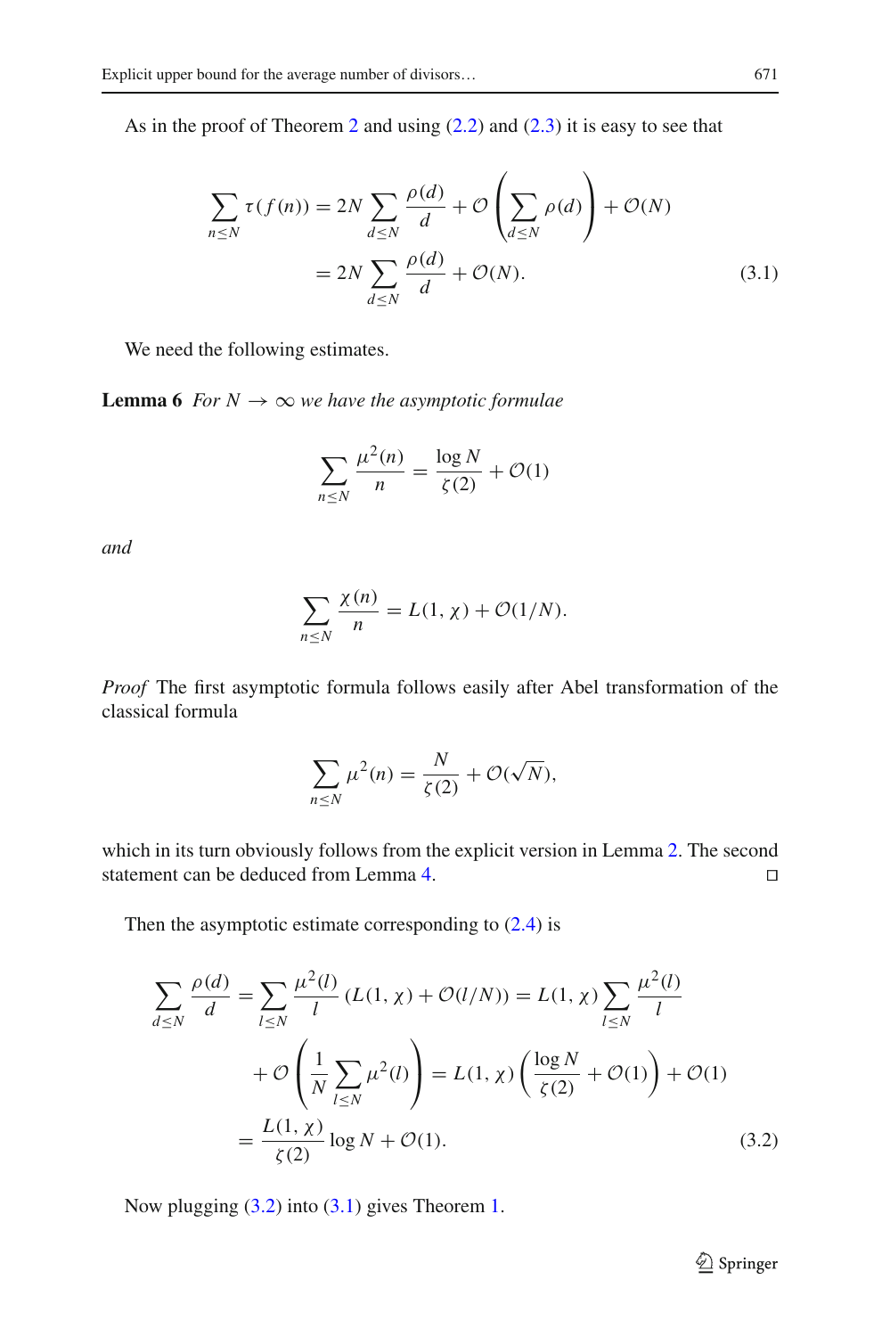As in the proof of Theorem 2 and using (2.2) and (2.3) it is easy to see that

$$\sum_{n \le N} \tau(f(n)) = 2N \sum_{d \le N} \frac{\rho(d)}{d} + \mathcal{O}\left(\sum_{d \le N} \rho(d)\right) + \mathcal{O}(N)$$
$$= 2N \sum_{d \le N} \frac{\rho(d)}{d} + \mathcal{O}(N). \tag{3.1}$$

We need the following estimates.

**Lemma 6** *For $N \to \infty$ we have the asymptotic formulae*

$$\sum_{n \le N} \frac{\mu^2(n)}{n} = \frac{\log N}{\zeta(2)} + \mathcal{O}(1)$$

*and*

$$\sum_{n \le N} \frac{\chi(n)}{n} = L(1, \chi) + \mathcal{O}(1/N).$$

*Proof* The first asymptotic formula follows easily after Abel transformation of the classical formula

$$\sum_{n \le N} \mu^2(n) = \frac{N}{\zeta(2)} + \mathcal{O}(\sqrt{N}),$$

which in its turn obviously follows from the explicit version in Lemma 2. The second statement can be deduced from Lemma 4. □

Then the asymptotic estimate corresponding to (2.4) is

$$\sum_{d \le N} \frac{\rho(d)}{d} = \sum_{l \le N} \frac{\mu^2(l)}{l} \left(L(1, \chi) + \mathcal{O}(l/N)\right) = L(1, \chi) \sum_{l \le N} \frac{\mu^2(l)}{l}$$
$$+ \mathcal{O}\left(\frac{1}{N} \sum_{l \le N} \mu^2(l)\right) = L(1, \chi)\left(\frac{\log N}{\zeta(2)} + \mathcal{O}(1)\right) + \mathcal{O}(1)$$
$$= \frac{L(1, \chi)}{\zeta(2)} \log N + \mathcal{O}(1). \tag{3.2}$$

Now plugging (3.2) into (3.1) gives Theorem 1.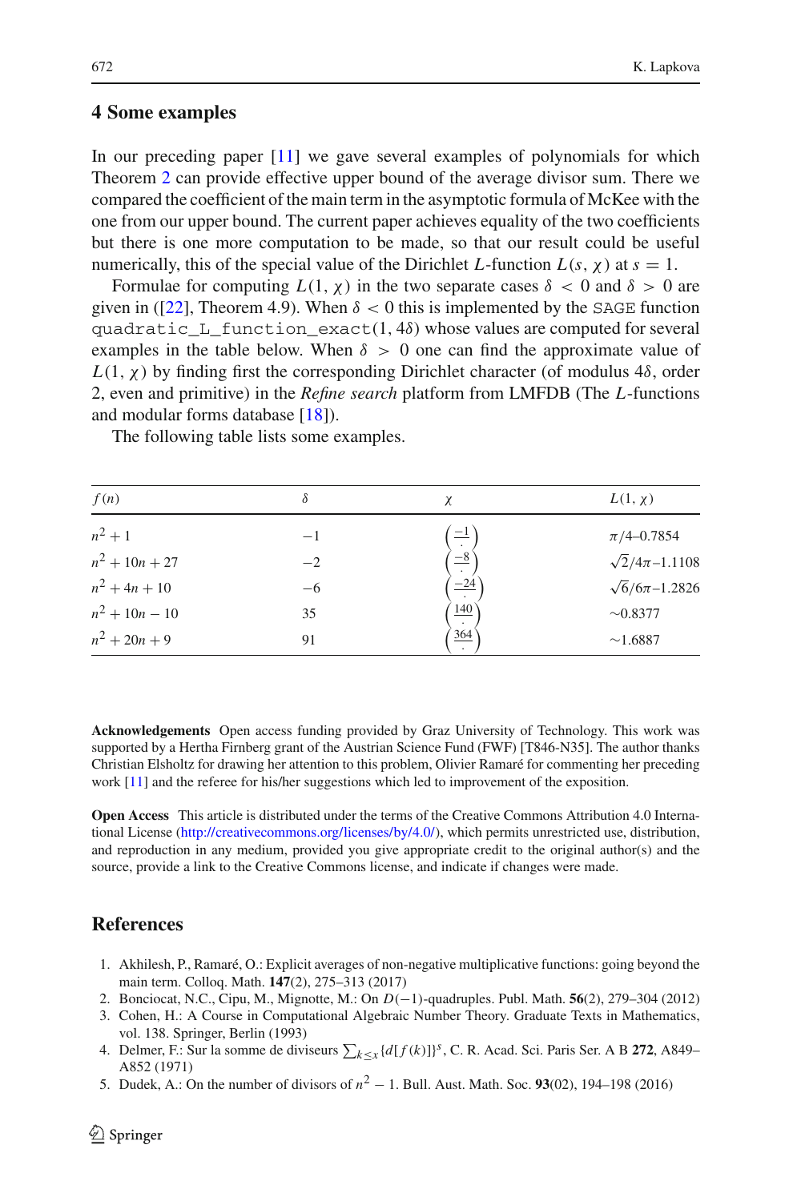## 4 Some examples

In our preceding paper [11] we gave several examples of polynomials for which Theorem 2 can provide effective upper bound of the average divisor sum. There we compared the coefficient of the main term in the asymptotic formula of McKee with the one from our upper bound. The current paper achieves equality of the two coefficients but there is one more computation to be made, so that our result could be useful numerically, this of the special value of the Dirichlet $L$-function $L(s, \chi)$ at $s = 1$.

Formulae for computing $L(1, \chi)$ in the two separate cases $\delta < 0$ and $\delta > 0$ are given in ([22], Theorem 4.9). When $\delta < 0$ this is implemented by the SAGE function quadratic_L_function_exact$(1, 4\delta)$ whose values are computed for several examples in the table below. When $\delta > 0$ one can find the approximate value of $L(1, \chi)$ by finding first the corresponding Dirichlet character (of modulus $4\delta$, order 2, even and primitive) in the *Refine search* platform from LMFDB (The $L$-functions and modular forms database [18]).

The following table lists some examples.

| $f(n)$ | $\delta$ | $\chi$ | $L(1, \chi)$ |
|---|---|---|---|
| $n^2 + 1$ | $-1$ | $\left(\frac{-1}{\cdot}\right)$ | $\pi/4$–0.7854 |
| $n^2 + 10n + 27$ | $-2$ | $\left(\frac{-8}{\cdot}\right)$ | $\sqrt{2}/4\pi$–1.1108 |
| $n^2 + 4n + 10$ | $-6$ | $\left(\frac{-24}{\cdot}\right)$ | $\sqrt{6}/6\pi$–1.2826 |
| $n^2 + 10n - 10$ | 35 | $\left(\frac{140}{\cdot}\right)$ | ~0.8377 |
| $n^2 + 20n + 9$ | 91 | $\left(\frac{364}{\cdot}\right)$ | ~1.6887 |

**Acknowledgements** Open access funding provided by Graz University of Technology. This work was supported by a Hertha Firnberg grant of the Austrian Science Fund (FWF) [T846-N35]. The author thanks Christian Elsholtz for drawing her attention to this problem, Olivier Ramaré for commenting her preceding work [11] and the referee for his/her suggestions which led to improvement of the exposition.

**Open Access** This article is distributed under the terms of the Creative Commons Attribution 4.0 International License (http://creativecommons.org/licenses/by/4.0/), which permits unrestricted use, distribution, and reproduction in any medium, provided you give appropriate credit to the original author(s) and the source, provide a link to the Creative Commons license, and indicate if changes were made.

## References

1. Akhilesh, P., Ramaré, O.: Explicit averages of non-negative multiplicative functions: going beyond the main term. Colloq. Math. **147**(2), 275–313 (2017)
2. Bonciocat, N.C., Cipu, M., Mignotte, M.: On $D(-1)$-quadruples. Publ. Math. **56**(2), 279–304 (2012)
3. Cohen, H.: A Course in Computational Algebraic Number Theory. Graduate Texts in Mathematics, vol. 138. Springer, Berlin (1993)
4. Delmer, F.: Sur la somme de diviseurs $\sum_{k \leq x}\{d[f(k)]\}^s$, C. R. Acad. Sci. Paris Ser. A B **272**, A849–A852 (1971)
5. Dudek, A.: On the number of divisors of $n^2 - 1$. Bull. Aust. Math. Soc. **93**(02), 194–198 (2016)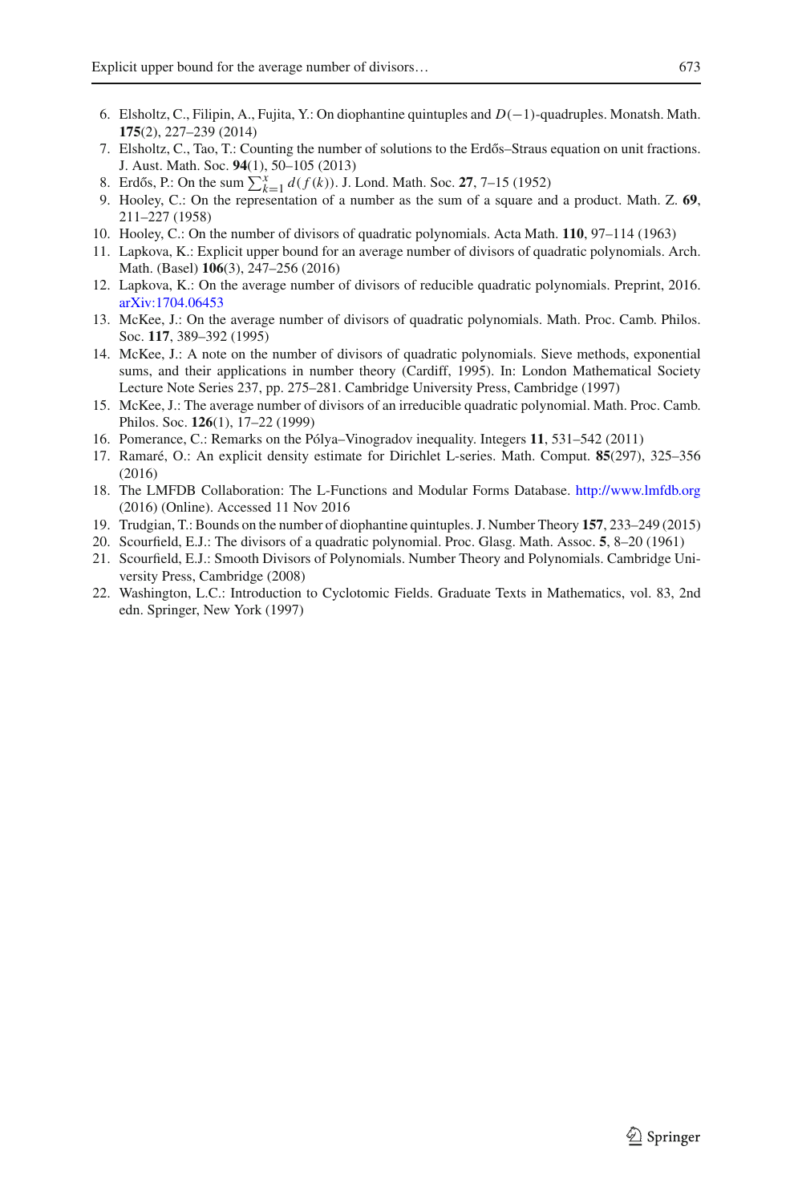6. Elsholtz, C., Filipin, A., Fujita, Y.: On diophantine quintuples and $D(-1)$-quadruples. Monatsh. Math. **175**(2), 227–239 (2014)
7. Elsholtz, C., Tao, T.: Counting the number of solutions to the Erdős–Straus equation on unit fractions. J. Aust. Math. Soc. **94**(1), 50–105 (2013)
8. Erdős, P.: On the sum $\sum_{k=1}^{x} d(f(k))$. J. Lond. Math. Soc. **27**, 7–15 (1952)
9. Hooley, C.: On the representation of a number as the sum of a square and a product. Math. Z. **69**, 211–227 (1958)
10. Hooley, C.: On the number of divisors of quadratic polynomials. Acta Math. **110**, 97–114 (1963)
11. Lapkova, K.: Explicit upper bound for an average number of divisors of quadratic polynomials. Arch. Math. (Basel) **106**(3), 247–256 (2016)
12. Lapkova, K.: On the average number of divisors of reducible quadratic polynomials. Preprint, 2016. arXiv:1704.06453
13. McKee, J.: On the average number of divisors of quadratic polynomials. Math. Proc. Camb. Philos. Soc. **117**, 389–392 (1995)
14. McKee, J.: A note on the number of divisors of quadratic polynomials. Sieve methods, exponential sums, and their applications in number theory (Cardiff, 1995). In: London Mathematical Society Lecture Note Series 237, pp. 275–281. Cambridge University Press, Cambridge (1997)
15. McKee, J.: The average number of divisors of an irreducible quadratic polynomial. Math. Proc. Camb. Philos. Soc. **126**(1), 17–22 (1999)
16. Pomerance, C.: Remarks on the Pólya–Vinogradov inequality. Integers **11**, 531–542 (2011)
17. Ramaré, O.: An explicit density estimate for Dirichlet L-series. Math. Comput. **85**(297), 325–356 (2016)
18. The LMFDB Collaboration: The L-Functions and Modular Forms Database. http://www.lmfdb.org (2016) (Online). Accessed 11 Nov 2016
19. Trudgian, T.: Bounds on the number of diophantine quintuples. J. Number Theory **157**, 233–249 (2015)
20. Scourfield, E.J.: The divisors of a quadratic polynomial. Proc. Glasg. Math. Assoc. **5**, 8–20 (1961)
21. Scourfield, E.J.: Smooth Divisors of Polynomials. Number Theory and Polynomials. Cambridge University Press, Cambridge (2008)
22. Washington, L.C.: Introduction to Cyclotomic Fields. Graduate Texts in Mathematics, vol. 83, 2nd edn. Springer, New York (1997)